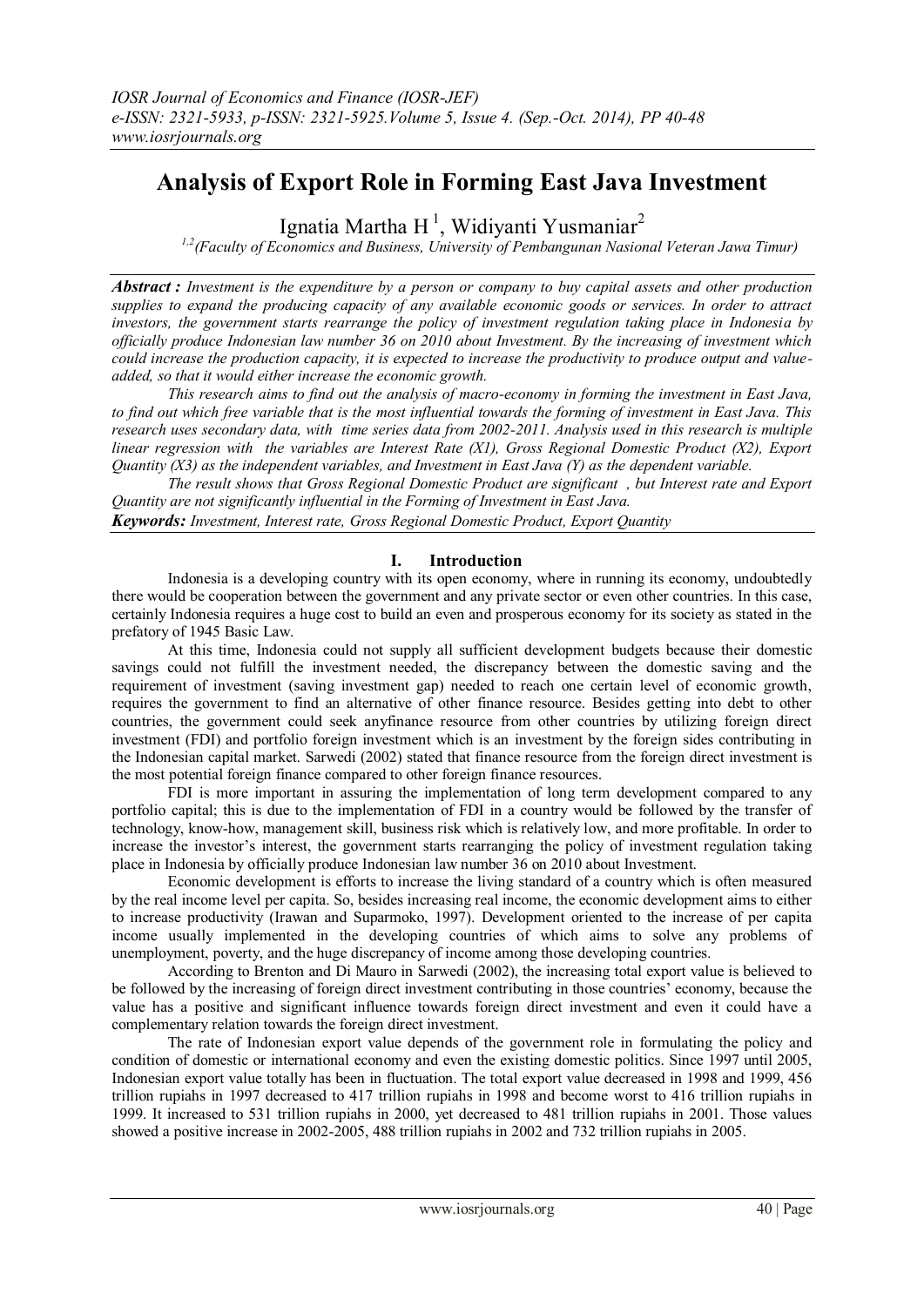# Analysis of Export Role in Forming East Java Investment

Ignatia Martha H [1], Widiyanti Yusmaniar[2]

[1,2](Faculty of Economics and Business, University of Pembangunan Nasional Veteran Jawa Timur)

***Abstract :*** *Investment is the expenditure by a person or company to buy capital assets and other production supplies to expand the producing capacity of any available economic goods or services. In order to attract investors, the government starts rearrange the policy of investment regulation taking place in Indonesia by officially produce Indonesian law number 36 on 2010 about Investment. By the increasing of investment which could increase the production capacity, it is expected to increase the productivity to produce output and value-added, so that it would either increase the economic growth.*

*This research aims to find out the analysis of macro-economy in forming the investment in East Java, to find out which free variable that is the most influential towards the forming of investment in East Java. This research uses secondary data, with time series data from 2002-2011. Analysis used in this research is multiple linear regression with the variables are Interest Rate (X1), Gross Regional Domestic Product (X2), Export Quantity (X3) as the independent variables, and Investment in East Java (Y) as the dependent variable.*

*The result shows that Gross Regional Domestic Product are significant , but Interest rate and Export Quantity are not significantly influential in the Forming of Investment in East Java.*

***Keywords:*** *Investment, Interest rate, Gross Regional Domestic Product, Export Quantity*

## I. Introduction

Indonesia is a developing country with its open economy, where in running its economy, undoubtedly there would be cooperation between the government and any private sector or even other countries. In this case, certainly Indonesia requires a huge cost to build an even and prosperous economy for its society as stated in the prefatory of 1945 Basic Law.

At this time, Indonesia could not supply all sufficient development budgets because their domestic savings could not fulfill the investment needed, the discrepancy between the domestic saving and the requirement of investment (saving investment gap) needed to reach one certain level of economic growth, requires the government to find an alternative of other finance resource. Besides getting into debt to other countries, the government could seek anyfinance resource from other countries by utilizing foreign direct investment (FDI) and portfolio foreign investment which is an investment by the foreign sides contributing in the Indonesian capital market. Sarwedi (2002) stated that finance resource from the foreign direct investment is the most potential foreign finance compared to other foreign finance resources.

FDI is more important in assuring the implementation of long term development compared to any portfolio capital; this is due to the implementation of FDI in a country would be followed by the transfer of technology, know-how, management skill, business risk which is relatively low, and more profitable. In order to increase the investor's interest, the government starts rearranging the policy of investment regulation taking place in Indonesia by officially produce Indonesian law number 36 on 2010 about Investment.

Economic development is efforts to increase the living standard of a country which is often measured by the real income level per capita. So, besides increasing real income, the economic development aims to either to increase productivity (Irawan and Suparmoko, 1997). Development oriented to the increase of per capita income usually implemented in the developing countries of which aims to solve any problems of unemployment, poverty, and the huge discrepancy of income among those developing countries.

According to Brenton and Di Mauro in Sarwedi (2002), the increasing total export value is believed to be followed by the increasing of foreign direct investment contributing in those countries' economy, because the value has a positive and significant influence towards foreign direct investment and even it could have a complementary relation towards the foreign direct investment.

The rate of Indonesian export value depends of the government role in formulating the policy and condition of domestic or international economy and even the existing domestic politics. Since 1997 until 2005, Indonesian export value totally has been in fluctuation. The total export value decreased in 1998 and 1999, 456 trillion rupiahs in 1997 decreased to 417 trillion rupiahs in 1998 and become worst to 416 trillion rupiahs in 1999. It increased to 531 trillion rupiahs in 2000, yet decreased to 481 trillion rupiahs in 2001. Those values showed a positive increase in 2002-2005, 488 trillion rupiahs in 2002 and 732 trillion rupiahs in 2005.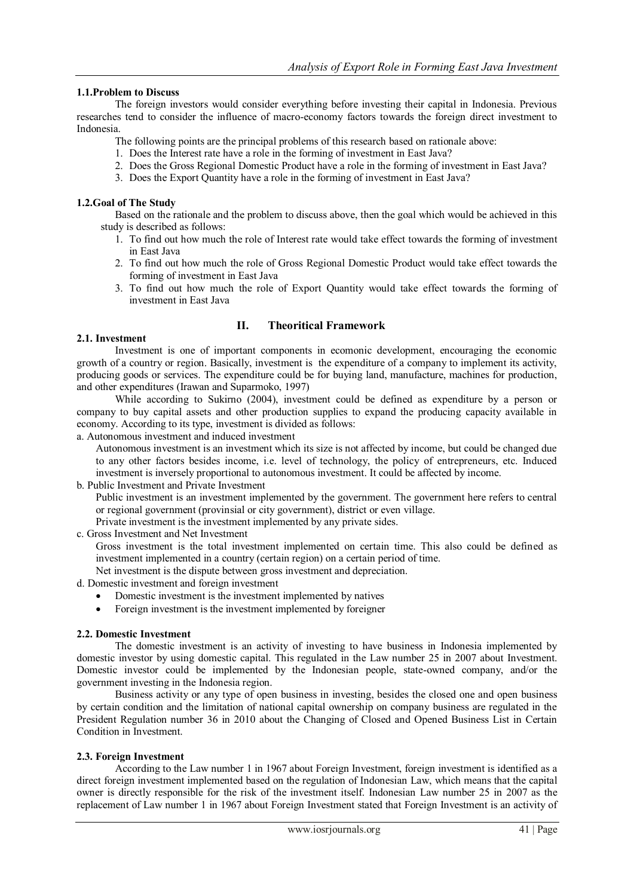### 1.1.Problem to Discuss

The foreign investors would consider everything before investing their capital in Indonesia. Previous researches tend to consider the influence of macro-economy factors towards the foreign direct investment to Indonesia.

The following points are the principal problems of this research based on rationale above:

1. Does the Interest rate have a role in the forming of investment in East Java?
2. Does the Gross Regional Domestic Product have a role in the forming of investment in East Java?
3. Does the Export Quantity have a role in the forming of investment in East Java?

### 1.2.Goal of The Study

Based on the rationale and the problem to discuss above, then the goal which would be achieved in this study is described as follows:

1. To find out how much the role of Interest rate would take effect towards the forming of investment in East Java
2. To find out how much the role of Gross Regional Domestic Product would take effect towards the forming of investment in East Java
3. To find out how much the role of Export Quantity would take effect towards the forming of investment in East Java

## II. Theoritical Framework

### 2.1. Investment

Investment is one of important components in ecomonic development, encouraging the economic growth of a country or region. Basically, investment is the expenditure of a company to implement its activity, producing goods or services. The expenditure could be for buying land, manufacture, machines for production, and other expenditures (Irawan and Suparmoko, 1997)

While according to Sukirno (2004), investment could be defined as expenditure by a person or company to buy capital assets and other production supplies to expand the producing capacity available in economy. According to its type, investment is divided as follows:

a. Autonomous investment and induced investment

Autonomous investment is an investment which its size is not affected by income, but could be changed due to any other factors besides income, i.e. level of technology, the policy of entrepreneurs, etc. Induced investment is inversely proportional to autonomous investment. It could be affected by income.

b. Public Investment and Private Investment

Public investment is an investment implemented by the government. The government here refers to central or regional government (provinsial or city government), district or even village.

Private investment is the investment implemented by any private sides.

c. Gross Investment and Net Investment

Gross investment is the total investment implemented on certain time. This also could be defined as investment implemented in a country (certain region) on a certain period of time.

Net investment is the dispute between gross investment and depreciation.

d. Domestic investment and foreign investment

- Domestic investment is the investment implemented by natives
- Foreign investment is the investment implemented by foreigner

### 2.2. Domestic Investment

The domestic investment is an activity of investing to have business in Indonesia implemented by domestic investor by using domestic capital. This regulated in the Law number 25 in 2007 about Investment. Domestic investor could be implemented by the Indonesian people, state-owned company, and/or the government investing in the Indonesia region.

Business activity or any type of open business in investing, besides the closed one and open business by certain condition and the limitation of national capital ownership on company business are regulated in the President Regulation number 36 in 2010 about the Changing of Closed and Opened Business List in Certain Condition in Investment.

### 2.3. Foreign Investment

According to the Law number 1 in 1967 about Foreign Investment, foreign investment is identified as a direct foreign investment implemented based on the regulation of Indonesian Law, which means that the capital owner is directly responsible for the risk of the investment itself. Indonesian Law number 25 in 2007 as the replacement of Law number 1 in 1967 about Foreign Investment stated that Foreign Investment is an activity of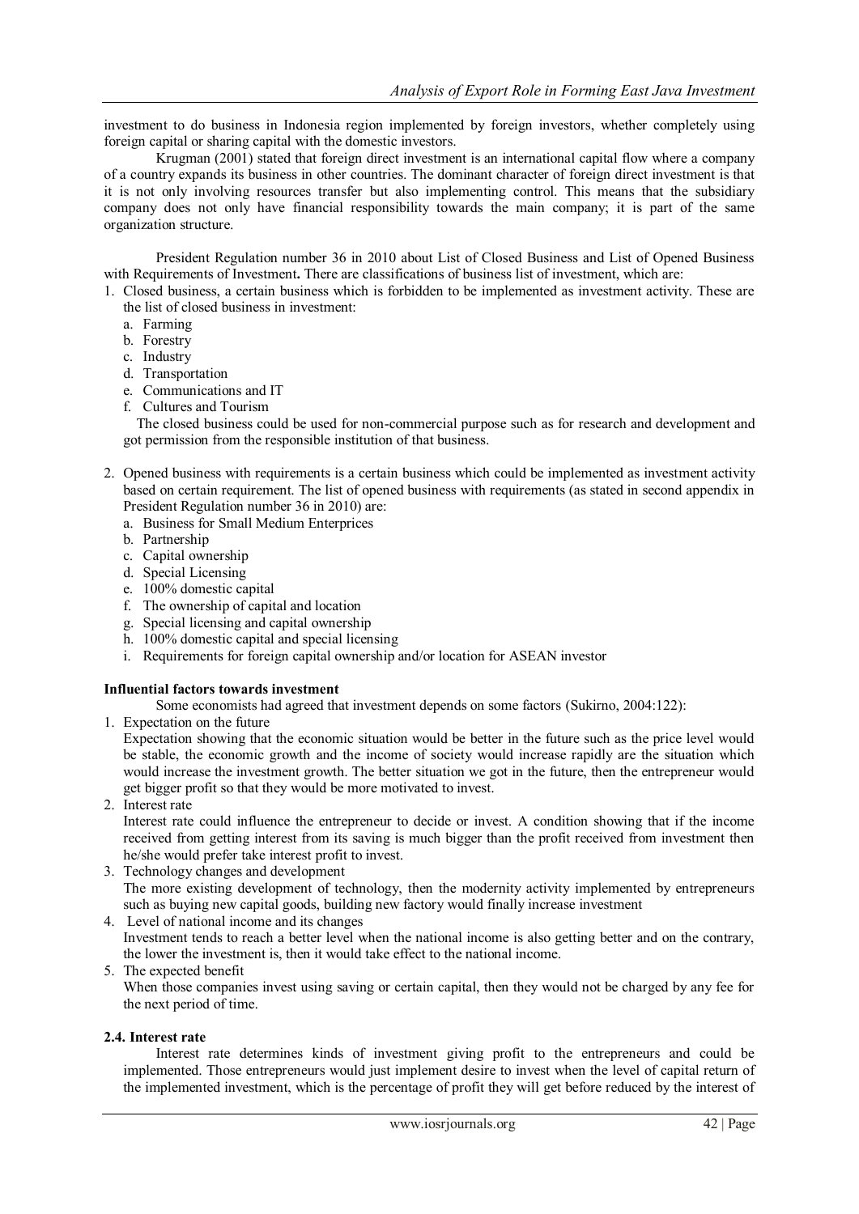investment to do business in Indonesia region implemented by foreign investors, whether completely using foreign capital or sharing capital with the domestic investors.

Krugman (2001) stated that foreign direct investment is an international capital flow where a company of a country expands its business in other countries. The dominant character of foreign direct investment is that it is not only involving resources transfer but also implementing control. This means that the subsidiary company does not only have financial responsibility towards the main company; it is part of the same organization structure.

President Regulation number 36 in 2010 about List of Closed Business and List of Opened Business with Requirements of Investment**.** There are classifications of business list of investment, which are:

1. Closed business, a certain business which is forbidden to be implemented as investment activity. These are the list of closed business in investment:
   a. Farming
   b. Forestry
   c. Industry
   d. Transportation
   e. Communications and IT
   f. Cultures and Tourism

   The closed business could be used for non-commercial purpose such as for research and development and got permission from the responsible institution of that business.

2. Opened business with requirements is a certain business which could be implemented as investment activity based on certain requirement. The list of opened business with requirements (as stated in second appendix in President Regulation number 36 in 2010) are:
   a. Business for Small Medium Enterprices
   b. Partnership
   c. Capital ownership
   d. Special Licensing
   e. 100% domestic capital
   f. The ownership of capital and location
   g. Special licensing and capital ownership
   h. 100% domestic capital and special licensing
   i. Requirements for foreign capital ownership and/or location for ASEAN investor

**Influential factors towards investment**

Some economists had agreed that investment depends on some factors (Sukirno, 2004:122):

1. Expectation on the future
   Expectation showing that the economic situation would be better in the future such as the price level would be stable, the economic growth and the income of society would increase rapidly are the situation which would increase the investment growth. The better situation we got in the future, then the entrepreneur would get bigger profit so that they would be more motivated to invest.
2. Interest rate
   Interest rate could influence the entrepreneur to decide or invest. A condition showing that if the income received from getting interest from its saving is much bigger than the profit received from investment then he/she would prefer take interest profit to invest.
3. Technology changes and development
   The more existing development of technology, then the modernity activity implemented by entrepreneurs such as buying new capital goods, building new factory would finally increase investment
4. Level of national income and its changes
   Investment tends to reach a better level when the national income is also getting better and on the contrary, the lower the investment is, then it would take effect to the national income.
5. The expected benefit
   When those companies invest using saving or certain capital, then they would not be charged by any fee for the next period of time.

**2.4. Interest rate**

Interest rate determines kinds of investment giving profit to the entrepreneurs and could be implemented. Those entrepreneurs would just implement desire to invest when the level of capital return of the implemented investment, which is the percentage of profit they will get before reduced by the interest of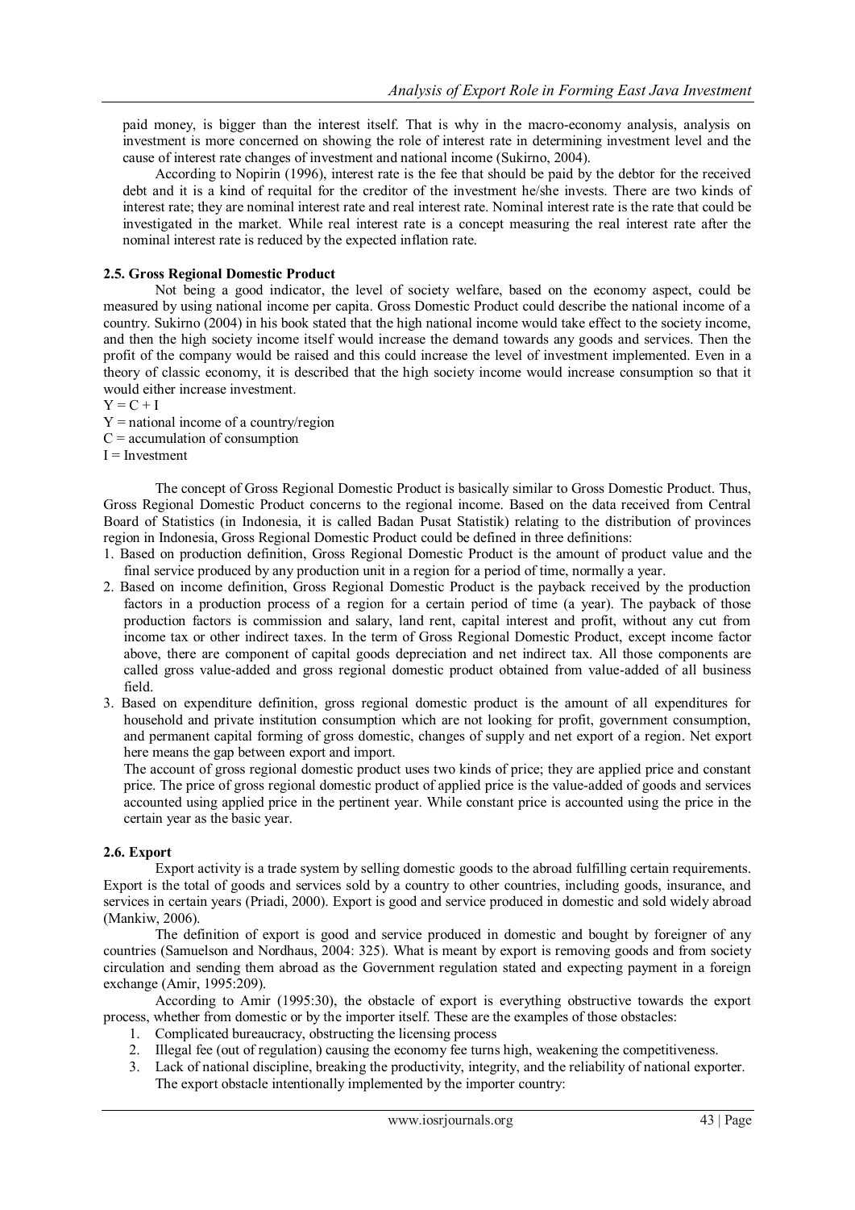paid money, is bigger than the interest itself. That is why in the macro-economy analysis, analysis on investment is more concerned on showing the role of interest rate in determining investment level and the cause of interest rate changes of investment and national income (Sukirno, 2004).

According to Nopirin (1996), interest rate is the fee that should be paid by the debtor for the received debt and it is a kind of requital for the creditor of the investment he/she invests. There are two kinds of interest rate; they are nominal interest rate and real interest rate. Nominal interest rate is the rate that could be investigated in the market. While real interest rate is a concept measuring the real interest rate after the nominal interest rate is reduced by the expected inflation rate.

### 2.5. Gross Regional Domestic Product

Not being a good indicator, the level of society welfare, based on the economy aspect, could be measured by using national income per capita. Gross Domestic Product could describe the national income of a country. Sukirno (2004) in his book stated that the high national income would take effect to the society income, and then the high society income itself would increase the demand towards any goods and services. Then the profit of the company would be raised and this could increase the level of investment implemented. Even in a theory of classic economy, it is described that the high society income would increase consumption so that it would either increase investment.

$Y = C + I$

$Y$ = national income of a country/region

$C$ = accumulation of consumption

$I$ = Investment

The concept of Gross Regional Domestic Product is basically similar to Gross Domestic Product. Thus, Gross Regional Domestic Product concerns to the regional income. Based on the data received from Central Board of Statistics (in Indonesia, it is called Badan Pusat Statistik) relating to the distribution of provinces region in Indonesia, Gross Regional Domestic Product could be defined in three definitions:

1. Based on production definition, Gross Regional Domestic Product is the amount of product value and the final service produced by any production unit in a region for a period of time, normally a year.
2. Based on income definition, Gross Regional Domestic Product is the payback received by the production factors in a production process of a region for a certain period of time (a year). The payback of those production factors is commission and salary, land rent, capital interest and profit, without any cut from income tax or other indirect taxes. In the term of Gross Regional Domestic Product, except income factor above, there are component of capital goods depreciation and net indirect tax. All those components are called gross value-added and gross regional domestic product obtained from value-added of all business field.
3. Based on expenditure definition, gross regional domestic product is the amount of all expenditures for household and private institution consumption which are not looking for profit, government consumption, and permanent capital forming of gross domestic, changes of supply and net export of a region. Net export here means the gap between export and import.

   The account of gross regional domestic product uses two kinds of price; they are applied price and constant price. The price of gross regional domestic product of applied price is the value-added of goods and services accounted using applied price in the pertinent year. While constant price is accounted using the price in the certain year as the basic year.

### 2.6. Export

Export activity is a trade system by selling domestic goods to the abroad fulfilling certain requirements. Export is the total of goods and services sold by a country to other countries, including goods, insurance, and services in certain years (Priadi, 2000). Export is good and service produced in domestic and sold widely abroad (Mankiw, 2006).

The definition of export is good and service produced in domestic and bought by foreigner of any countries (Samuelson and Nordhaus, 2004: 325). What is meant by export is removing goods and from society circulation and sending them abroad as the Government regulation stated and expecting payment in a foreign exchange (Amir, 1995:209).

According to Amir (1995:30), the obstacle of export is everything obstructive towards the export process, whether from domestic or by the importer itself. These are the examples of those obstacles:

1. Complicated bureaucracy, obstructing the licensing process
2. Illegal fee (out of regulation) causing the economy fee turns high, weakening the competitiveness.
3. Lack of national discipline, breaking the productivity, integrity, and the reliability of national exporter.

   The export obstacle intentionally implemented by the importer country: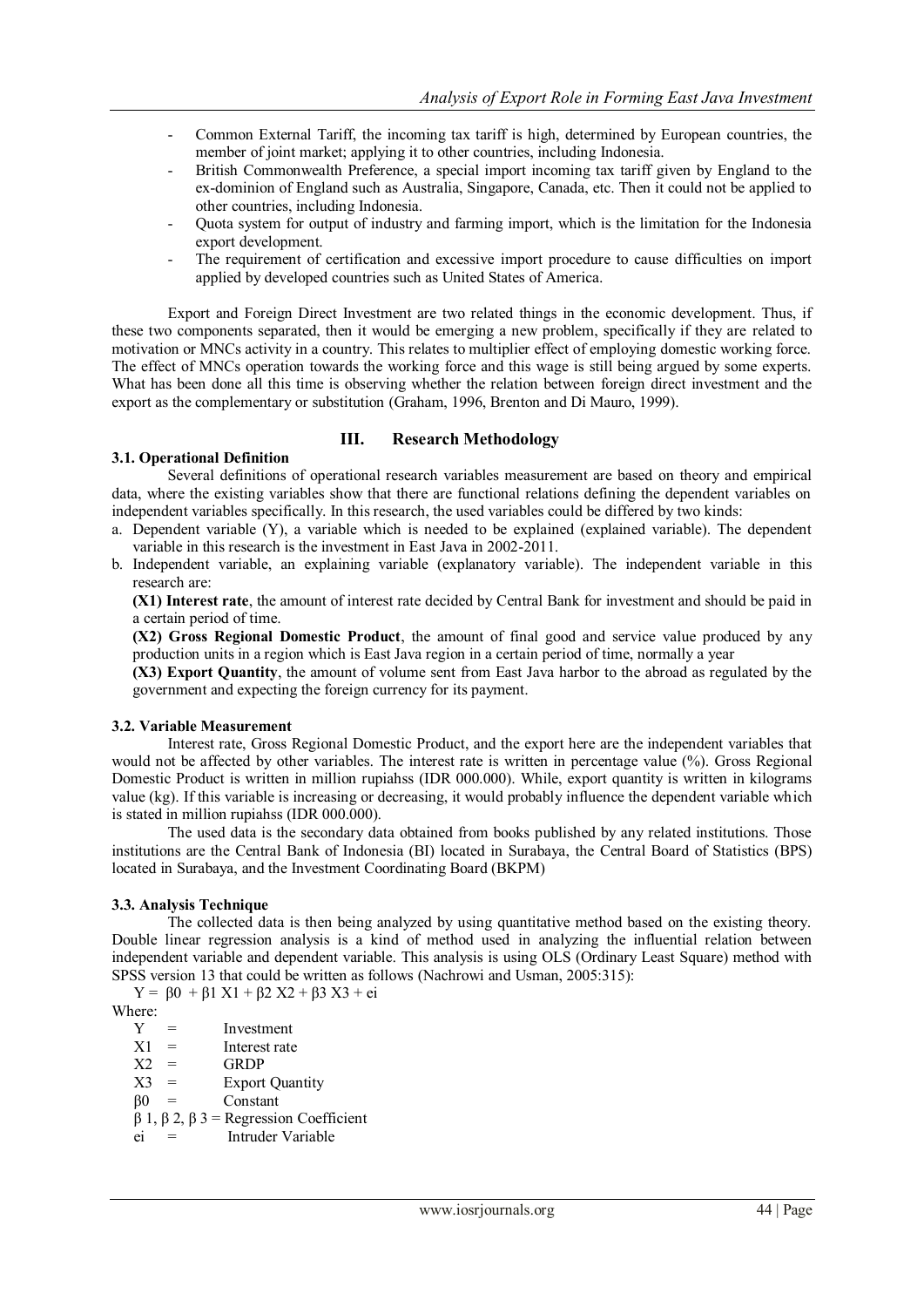- Common External Tariff, the incoming tax tariff is high, determined by European countries, the member of joint market; applying it to other countries, including Indonesia.
- British Commonwealth Preference, a special import incoming tax tariff given by England to the ex-dominion of England such as Australia, Singapore, Canada, etc. Then it could not be applied to other countries, including Indonesia.
- Quota system for output of industry and farming import, which is the limitation for the Indonesia export development.
- The requirement of certification and excessive import procedure to cause difficulties on import applied by developed countries such as United States of America.

Export and Foreign Direct Investment are two related things in the economic development. Thus, if these two components separated, then it would be emerging a new problem, specifically if they are related to motivation or MNCs activity in a country. This relates to multiplier effect of employing domestic working force. The effect of MNCs operation towards the working force and this wage is still being argued by some experts. What has been done all this time is observing whether the relation between foreign direct investment and the export as the complementary or substitution (Graham, 1996, Brenton and Di Mauro, 1999).

## III. Research Methodology

### 3.1. Operational Definition

Several definitions of operational research variables measurement are based on theory and empirical data, where the existing variables show that there are functional relations defining the dependent variables on independent variables specifically. In this research, the used variables could be differed by two kinds:

a. Dependent variable (Y), a variable which is needed to be explained (explained variable). The dependent variable in this research is the investment in East Java in 2002-2011.

b. Independent variable, an explaining variable (explanatory variable). The independent variable in this research are:

   **(X1) Interest rate**, the amount of interest rate decided by Central Bank for investment and should be paid in a certain period of time.

   **(X2) Gross Regional Domestic Product**, the amount of final good and service value produced by any production units in a region which is East Java region in a certain period of time, normally a year

   **(X3) Export Quantity**, the amount of volume sent from East Java harbor to the abroad as regulated by the government and expecting the foreign currency for its payment.

### 3.2. Variable Measurement

Interest rate, Gross Regional Domestic Product, and the export here are the independent variables that would not be affected by other variables. The interest rate is written in percentage value (%). Gross Regional Domestic Product is written in million rupiahss (IDR 000.000). While, export quantity is written in kilograms value (kg). If this variable is increasing or decreasing, it would probably influence the dependent variable which is stated in million rupiahss (IDR 000.000).

The used data is the secondary data obtained from books published by any related institutions. Those institutions are the Central Bank of Indonesia (BI) located in Surabaya, the Central Board of Statistics (BPS) located in Surabaya, and the Investment Coordinating Board (BKPM)

### 3.3. Analysis Technique

The collected data is then being analyzed by using quantitative method based on the existing theory. Double linear regression analysis is a kind of method used in analyzing the influential relation between independent variable and dependent variable. This analysis is using OLS (Ordinary Least Square) method with SPSS version 13 that could be written as follows (Nachrowi and Usman, 2005:315):

$$Y = \beta_0 + \beta_1 X_1 + \beta_2 X_2 + \beta_3 X_3 + e_i$$

Where:

$Y$ = Investment

$X_1$ = Interest rate

$X_2$ = GRDP

$X_3$ = Export Quantity

$\beta_0$ = Constant

$\beta_1, \beta_2, \beta_3$ = Regression Coefficient

$e_i$ = Intruder Variable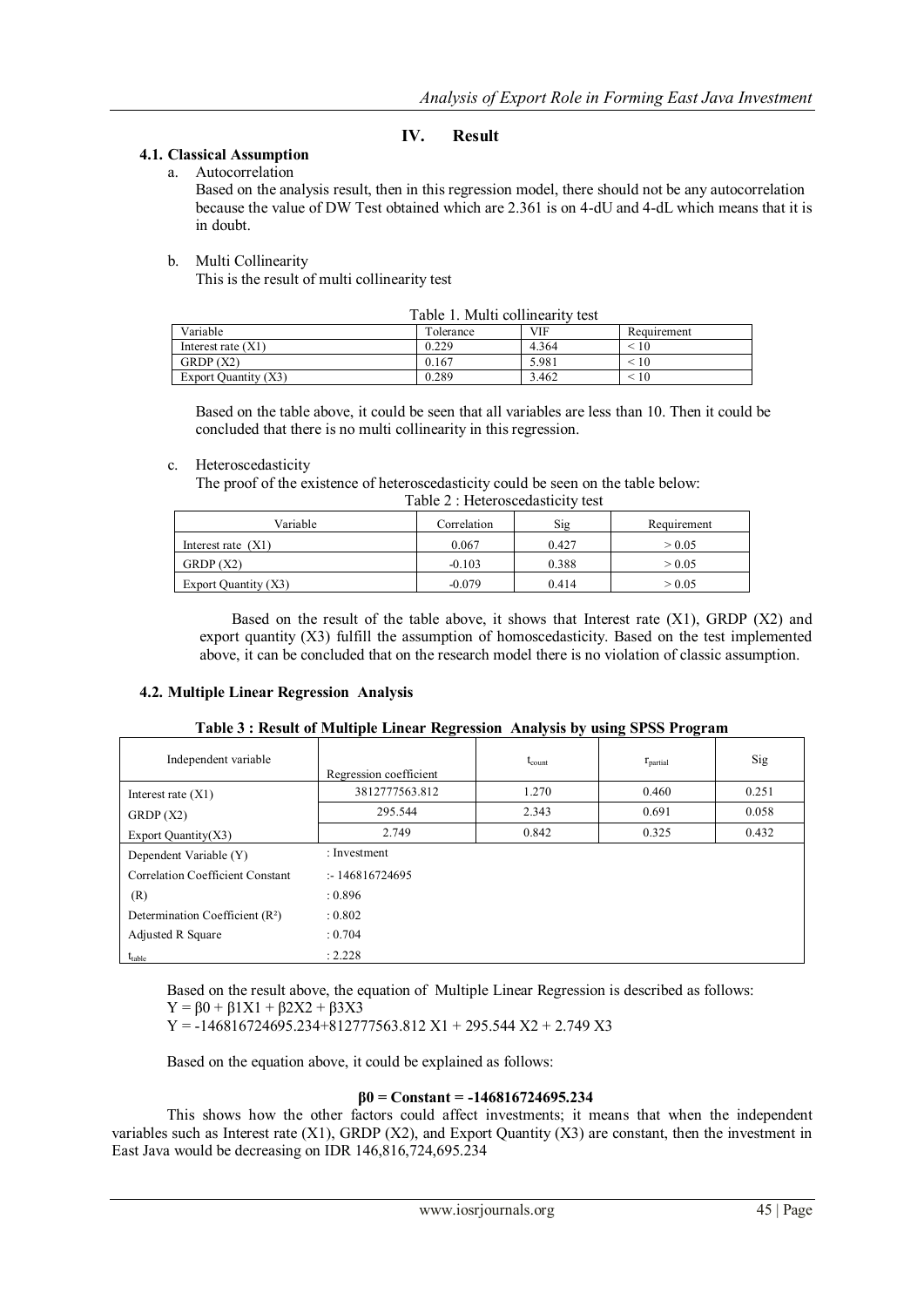## IV. Result

### 4.1. Classical Assumption

a. Autocorrelation

Based on the analysis result, then in this regression model, there should not be any autocorrelation because the value of DW Test obtained which are 2.361 is on 4-dU and 4-dL which means that it is in doubt.

b. Multi Collinearity

This is the result of multi collinearity test

Table 1. Multi collinearity test

| Variable | Tolerance | VIF | Requirement |
|---|---|---|---|
| Interest rate (X1) | 0.229 | 4.364 | < 10 |
| GRDP (X2) | 0.167 | 5.981 | < 10 |
| Export Quantity (X3) | 0.289 | 3.462 | < 10 |

Based on the table above, it could be seen that all variables are less than 10. Then it could be concluded that there is no multi collinearity in this regression.

c. Heteroscedasticity

The proof of the existence of heteroscedasticity could be seen on the table below:

Table 2 : Heteroscedasticity test

| Variable | Correlation | Sig | Requirement |
|---|---|---|---|
| Interest rate (X1) | 0.067 | 0.427 | > 0.05 |
| GRDP (X2) | -0.103 | 0.388 | > 0.05 |
| Export Quantity (X3) | -0.079 | 0.414 | > 0.05 |

Based on the result of the table above, it shows that Interest rate (X1), GRDP (X2) and export quantity (X3) fulfill the assumption of homoscedasticity. Based on the test implemented above, it can be concluded that on the research model there is no violation of classic assumption.

### 4.2. Multiple Linear Regression Analysis

**Table 3 : Result of Multiple Linear Regression Analysis by using SPSS Program**

| Independent variable | Regression coefficient | $t_{count}$ | $r_{partial}$ | Sig |
|---|---|---|---|---|
| Interest rate (X1) | 3812777563.812 | 1.270 | 0.460 | 0.251 |
| GRDP (X2) | 295.544 | 2.343 | 0.691 | 0.058 |
| Export Quantity(X3) | 2.749 | 0.842 | 0.325 | 0.432 |
| Dependent Variable (Y) | : Investment | | | |
| Correlation Coefficient Constant | :- 146816724695 | | | |
| (R) | : 0.896 | | | |
| Determination Coefficient ($R^2$) | : 0.802 | | | |
| Adjusted R Square | : 0.704 | | | |
| $t_{table}$ | : 2.228 | | | |

Based on the result above, the equation of Multiple Linear Regression is described as follows:

$Y = \beta_0 + \beta_1 X1 + \beta_2 X2 + \beta_3 X3$

$Y = -146816724695.234 + 812777563.812\ X1 + 295.544\ X2 + 2.749\ X3$

Based on the equation above, it could be explained as follows:

**$\beta_0$ = Constant = -146816724695.234**

This shows how the other factors could affect investments; it means that when the independent variables such as Interest rate (X1), GRDP (X2), and Export Quantity (X3) are constant, then the investment in East Java would be decreasing on IDR 146,816,724,695.234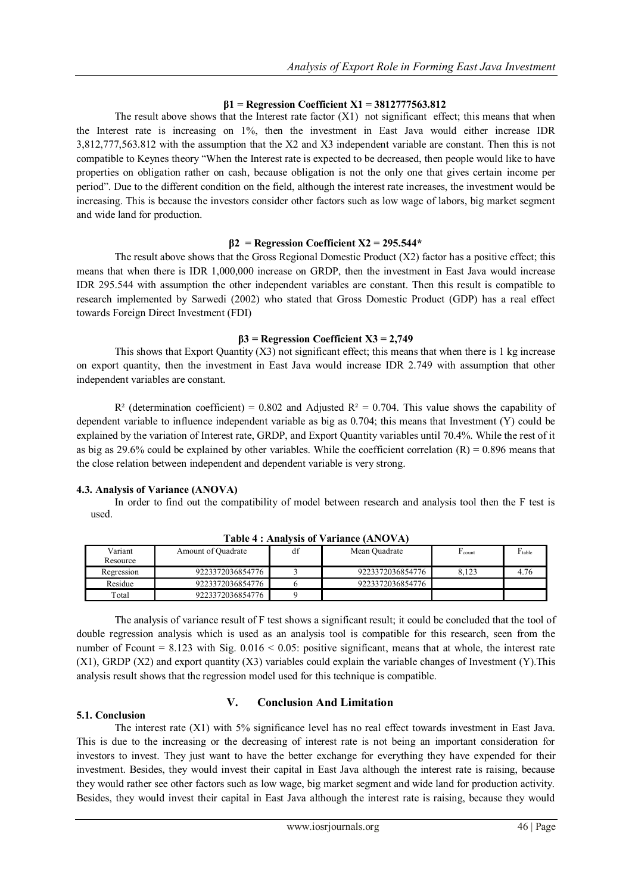**$\beta 1$ = Regression Coefficient X1 = 3812777563.812**

The result above shows that the Interest rate factor (X1) not significant effect; this means that when the Interest rate is increasing on 1%, then the investment in East Java would either increase IDR 3,812,777,563.812 with the assumption that the X2 and X3 independent variable are constant. Then this is not compatible to Keynes theory "When the Interest rate is expected to be decreased, then people would like to have properties on obligation rather on cash, because obligation is not the only one that gives certain income per period". Due to the different condition on the field, although the interest rate increases, the investment would be increasing. This is because the investors consider other factors such as low wage of labors, big market segment and wide land for production.

**$\beta 2$ = Regression Coefficient X2 = 295.544***

The result above shows that the Gross Regional Domestic Product (X2) factor has a positive effect; this means that when there is IDR 1,000,000 increase on GRDP, then the investment in East Java would increase IDR 295.544 with assumption the other independent variables are constant. Then this result is compatible to research implemented by Sarwedi (2002) who stated that Gross Domestic Product (GDP) has a real effect towards Foreign Direct Investment (FDI)

**$\beta 3$ = Regression Coefficient X3 = 2,749**

This shows that Export Quantity (X3) not significant effect; this means that when there is 1 kg increase on export quantity, then the investment in East Java would increase IDR 2.749 with assumption that other independent variables are constant.

$R^2$ (determination coefficient) = 0.802 and Adjusted $R^2$ = 0.704. This value shows the capability of dependent variable to influence independent variable as big as 0.704; this means that Investment (Y) could be explained by the variation of Interest rate, GRDP, and Export Quantity variables until 70.4%. While the rest of it as big as 29.6% could be explained by other variables. While the coefficient correlation (R) = 0.896 means that the close relation between independent and dependent variable is very strong.

#### 4.3. Analysis of Variance (ANOVA)

In order to find out the compatibility of model between research and analysis tool then the F test is used.

**Table 4 : Analysis of Variance (ANOVA)**

| Variant Resource | Amount of Quadrate | df | Mean Quadrate | $F_{count}$ | $F_{table}$ |
|---|---|---|---|---|---|
| Regression | 9223372036854776 | 3 | 9223372036854776 | 8,123 | 4.76 |
| Residue | 9223372036854776 | 6 | 9223372036854776 | | |
| Total | 9223372036854776 | 9 | | | |

The analysis of variance result of F test shows a significant result; it could be concluded that the tool of double regression analysis which is used as an analysis tool is compatible for this research, seen from the number of Fcount = 8.123 with Sig. 0.016 < 0.05: positive significant, means that at whole, the interest rate (X1), GRDP (X2) and export quantity (X3) variables could explain the variable changes of Investment (Y).This analysis result shows that the regression model used for this technique is compatible.

## V. Conclusion And Limitation

#### 5.1. Conclusion

The interest rate (X1) with 5% significance level has no real effect towards investment in East Java. This is due to the increasing or the decreasing of interest rate is not being an important consideration for investors to invest. They just want to have the better exchange for everything they have expended for their investment. Besides, they would invest their capital in East Java although the interest rate is raising, because they would rather see other factors such as low wage, big market segment and wide land for production activity. Besides, they would invest their capital in East Java although the interest rate is raising, because they would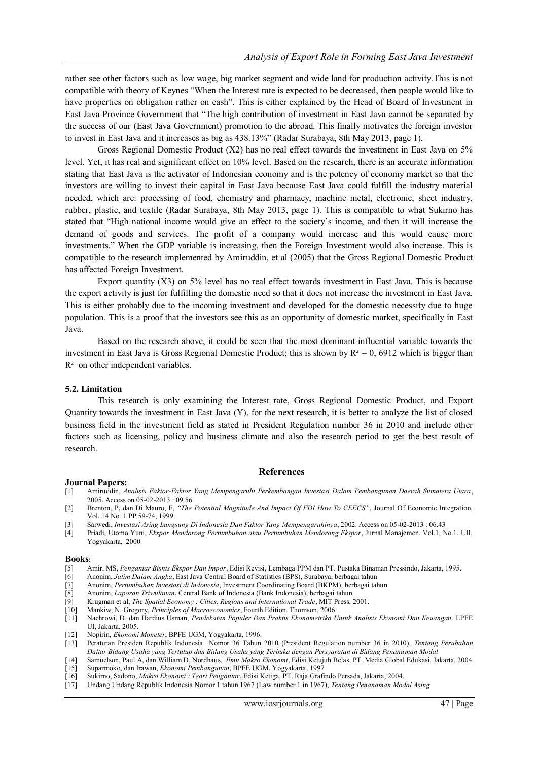rather see other factors such as low wage, big market segment and wide land for production activity.This is not compatible with theory of Keynes "When the Interest rate is expected to be decreased, then people would like to have properties on obligation rather on cash". This is either explained by the Head of Board of Investment in East Java Province Government that "The high contribution of investment in East Java cannot be separated by the success of our (East Java Government) promotion to the abroad. This finally motivates the foreign investor to invest in East Java and it increases as big as 438.13%" (Radar Surabaya, 8th May 2013, page 1).

Gross Regional Domestic Product (X2) has no real effect towards the investment in East Java on 5% level. Yet, it has real and significant effect on 10% level. Based on the research, there is an accurate information stating that East Java is the activator of Indonesian economy and is the potency of economy market so that the investors are willing to invest their capital in East Java because East Java could fulfill the industry material needed, which are: processing of food, chemistry and pharmacy, machine metal, electronic, sheet industry, rubber, plastic, and textile (Radar Surabaya, 8th May 2013, page 1). This is compatible to what Sukirno has stated that "High national income would give an effect to the society's income, and then it will increase the demand of goods and services. The profit of a company would increase and this would cause more investments." When the GDP variable is increasing, then the Foreign Investment would also increase. This is compatible to the research implemented by Amiruddin, et al (2005) that the Gross Regional Domestic Product has affected Foreign Investment.

Export quantity (X3) on 5% level has no real effect towards investment in East Java. This is because the export activity is just for fulfilling the domestic need so that it does not increase the investment in East Java. This is either probably due to the incoming investment and developed for the domestic necessity due to huge population. This is a proof that the investors see this as an opportunity of domestic market, specifically in East Java.

Based on the research above, it could be seen that the most dominant influential variable towards the investment in East Java is Gross Regional Domestic Product; this is shown by $R^2$ = 0, 6912 which is bigger than $R^2$ on other independent variables.

### 5.2. Limitation

This research is only examining the Interest rate, Gross Regional Domestic Product, and Export Quantity towards the investment in East Java (Y). for the next research, it is better to analyze the list of closed business field in the investment field as stated in President Regulation number 36 in 2010 and include other factors such as licensing, policy and business climate and also the research period to get the best result of research.

## References

**Journal Papers:**

- [1] Amiruddin, *Analisis Faktor-Faktor Yang Mempengaruhi Perkembangan Investasi Dalam Pembangunan Daerah Sumatera Utara*, 2005. Access on 05-02-2013 : 09.56
- [2] Brenton, P, dan Di Mauro, F, *"The Potential Magnitude And Impact Of FDI How To CEECS"*, Journal Of Economic Integration, Vol. 14 No. 1 PP 59-74, 1999.
- [3] Sarwedi, *Investasi Asing Langsung Di Indonesia Dan Faktor Yang Mempengaruhinya*, 2002. Access on 05-02-2013 : 06.43
- [4] Priadi, Utomo Yuni, *Ekspor Mendorong Pertumbuhan atau Pertumbuhan Mendorong Ekspor*, Jurnal Manajemen. Vol.1, No.1. UII, Yogyakarta, 2000

**Books:**

- [5] Amir, MS, *Pengantar Bisnis Ekspor Dan Impor*, Edisi Revisi, Lembaga PPM dan PT. Pustaka Binaman Pressindo, Jakarta, 1995.
- [6] Anonim, *Jatim Dalam Angka*, East Java Central Board of Statistics (BPS), Surabaya, berbagai tahun
- [7] Anonim, *Pertumbuhan Investasi di Indonesia*, Investment Coordinating Board (BKPM), berbagai tahun
- [8] Anonim, *Laporan Triwulanan*, Central Bank of Indonesia (Bank Indonesia), berbagai tahun
- [9] Krugman et al, *The Spatial Economy : Cities, Regions and International Trade*, MIT Press, 2001.
- [10] Mankiw, N. Gregory, *Principles of Macroeconomics*, Fourth Edition. Thomson, 2006.
- [11] Nachrowi, D. dan Hardius Usman, *Pendekatan Populer Dan Praktis Ekonometrika Untuk Analisis Ekonomi Dan Keuangan*. LPFE UI, Jakarta, 2005.
- [12] Nopirin, *Ekonomi Moneter*, BPFE UGM, Yogyakarta, 1996.
- [13] Peraturan Presiden Republik Indonesia Nomor 36 Tahun 2010 (President Regulation number 36 in 2010), *Tentang Perubahan Daftar Bidang Usaha yang Tertutup dan Bidang Usaha yang Terbuka dengan Persyaratan di Bidang Penanaman Modal*
- [14] Samuelson, Paul A, dan William D, Nordhaus, *Ilmu Makro Ekonomi*, Edisi Ketujuh Belas, PT. Media Global Edukasi, Jakarta, 2004.
- [15] Suparmoko, dan Irawan, *Ekonomi Pembangunan*, BPFE UGM, Yogyakarta, 1997
- [16] Sukirno, Sadono, *Makro Ekonomi : Teori Pengantar*, Edisi Ketiga, PT. Raja Grafindo Persada, Jakarta, 2004.
- [17] Undang Undang Republik Indonesia Nomor 1 tahun 1967 (Law number 1 in 1967), *Tentang Penanaman Modal Asing*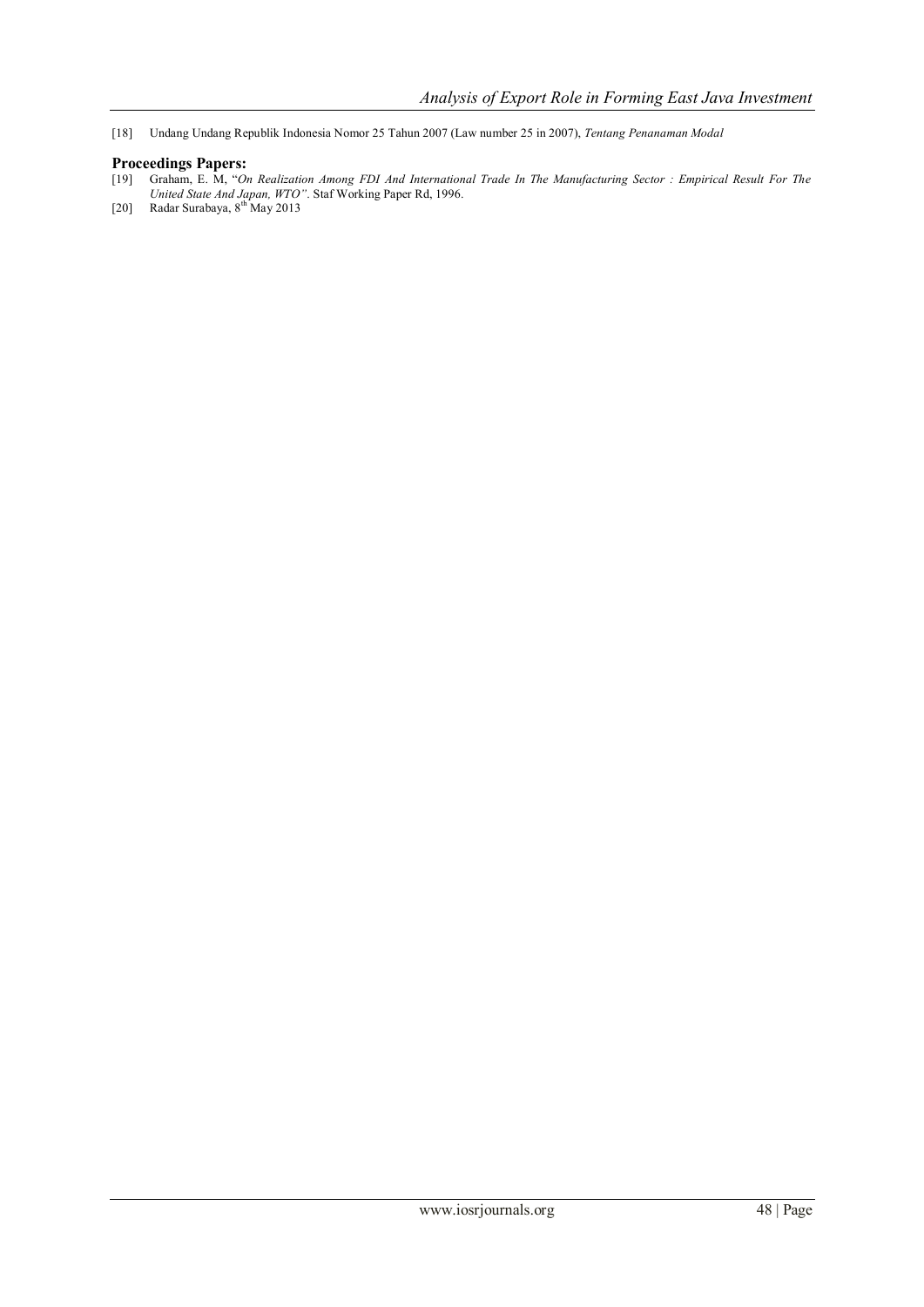[18] Undang Undang Republik Indonesia Nomor 25 Tahun 2007 (Law number 25 in 2007), *Tentang Penanaman Modal*

**Proceedings Papers:**

[19] Graham, E. M, "*On Realization Among FDI And International Trade In The Manufacturing Sector : Empirical Result For The United State And Japan, WTO"*. Staf Working Paper Rd, 1996.

[20] Radar Surabaya, 8th May 2013